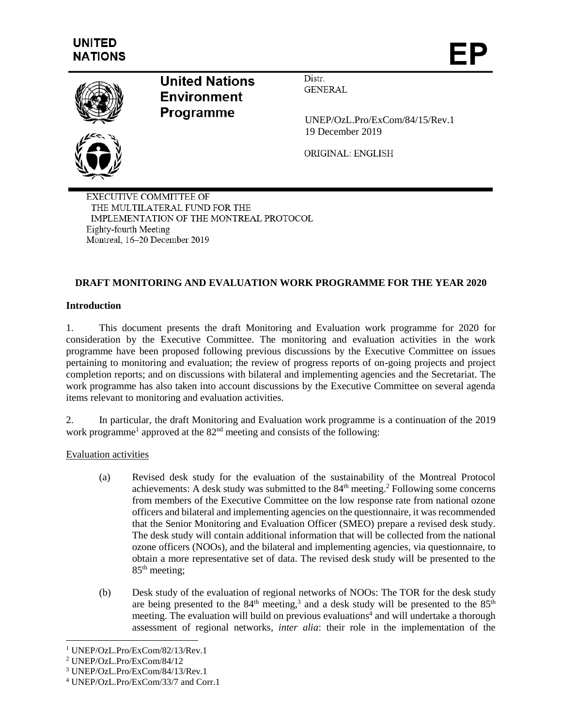UNITED NATIONS

EP

**United Nations Environment Programme**

Distr.
GENERAL

UNEP/OzL.Pro/ExCom/84/15/Rev.1
19 December 2019

ORIGINAL: ENGLISH

EXECUTIVE COMMITTEE OF
THE MULTILATERAL FUND FOR THE
IMPLEMENTATION OF THE MONTREAL PROTOCOL
Eighty-fourth Meeting
Montreal, 16–20 December 2019

## DRAFT MONITORING AND EVALUATION WORK PROGRAMME FOR THE YEAR 2020

### Introduction

1. This document presents the draft Monitoring and Evaluation work programme for 2020 for consideration by the Executive Committee. The monitoring and evaluation activities in the work programme have been proposed following previous discussions by the Executive Committee on issues pertaining to monitoring and evaluation; the review of progress reports of on-going projects and project completion reports; and on discussions with bilateral and implementing agencies and the Secretariat. The work programme has also taken into account discussions by the Executive Committee on several agenda items relevant to monitoring and evaluation activities.

2. In particular, the draft Monitoring and Evaluation work programme is a continuation of the 2019 work programme[1] approved at the 82nd meeting and consists of the following:

Evaluation activities

(a) Revised desk study for the evaluation of the sustainability of the Montreal Protocol achievements: A desk study was submitted to the 84th meeting.[2] Following some concerns from members of the Executive Committee on the low response rate from national ozone officers and bilateral and implementing agencies on the questionnaire, it was recommended that the Senior Monitoring and Evaluation Officer (SMEO) prepare a revised desk study. The desk study will contain additional information that will be collected from the national ozone officers (NOOs), and the bilateral and implementing agencies, via questionnaire, to obtain a more representative set of data. The revised desk study will be presented to the 85th meeting;

(b) Desk study of the evaluation of regional networks of NOOs: The TOR for the desk study are being presented to the 84th meeting,[3] and a desk study will be presented to the 85th meeting. The evaluation will build on previous evaluations[4] and will undertake a thorough assessment of regional networks, *inter alia*: their role in the implementation of the

---

[1] UNEP/OzL.Pro/ExCom/82/13/Rev.1
[2] UNEP/OzL.Pro/ExCom/84/12
[3] UNEP/OzL.Pro/ExCom/84/13/Rev.1
[4] UNEP/OzL.Pro/ExCom/33/7 and Corr.1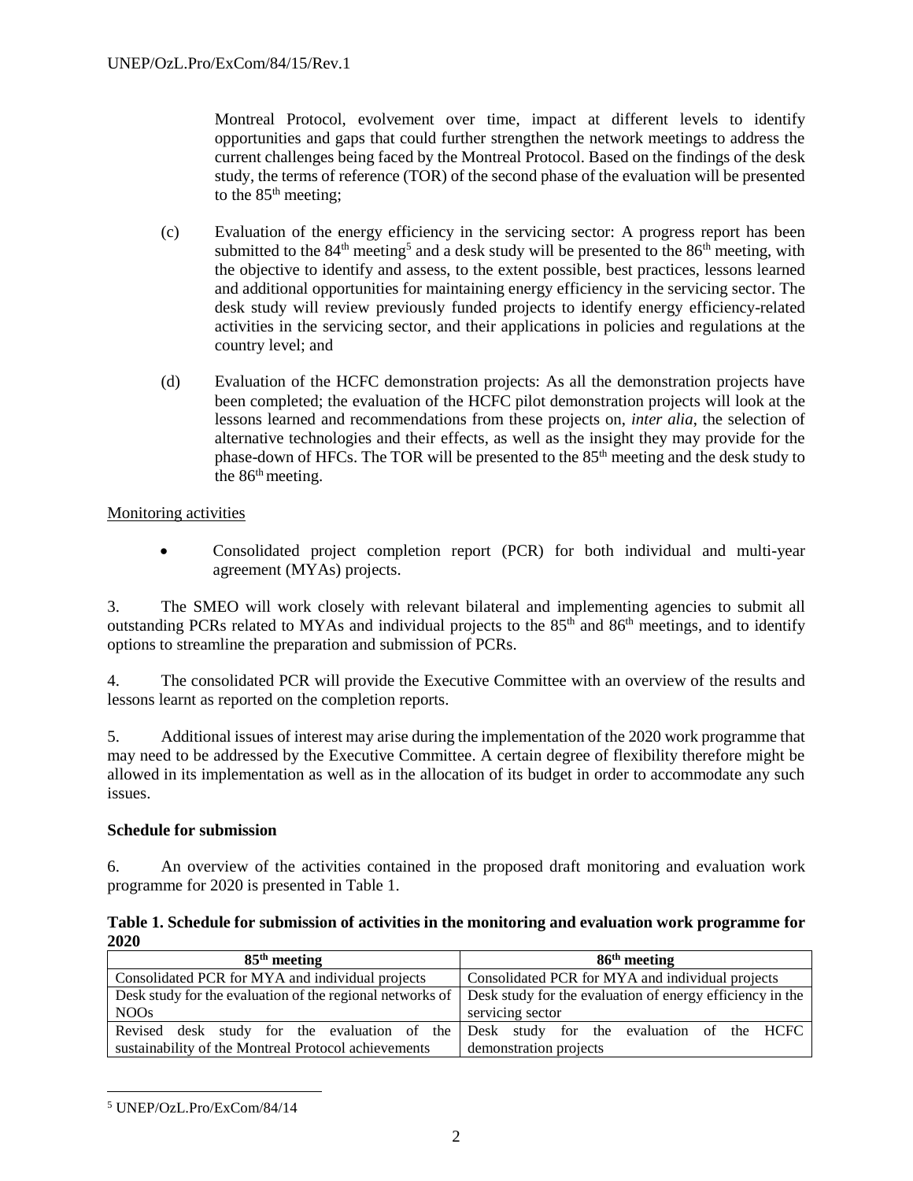Montreal Protocol, evolvement over time, impact at different levels to identify opportunities and gaps that could further strengthen the network meetings to address the current challenges being faced by the Montreal Protocol. Based on the findings of the desk study, the terms of reference (TOR) of the second phase of the evaluation will be presented to the 85th meeting;

(c) Evaluation of the energy efficiency in the servicing sector: A progress report has been submitted to the 84th meeting[5] and a desk study will be presented to the 86th meeting, with the objective to identify and assess, to the extent possible, best practices, lessons learned and additional opportunities for maintaining energy efficiency in the servicing sector. The desk study will review previously funded projects to identify energy efficiency-related activities in the servicing sector, and their applications in policies and regulations at the country level; and

(d) Evaluation of the HCFC demonstration projects: As all the demonstration projects have been completed; the evaluation of the HCFC pilot demonstration projects will look at the lessons learned and recommendations from these projects on, *inter alia*, the selection of alternative technologies and their effects, as well as the insight they may provide for the phase-down of HFCs. The TOR will be presented to the 85th meeting and the desk study to the 86th meeting.

Monitoring activities

- Consolidated project completion report (PCR) for both individual and multi-year agreement (MYAs) projects.

3. The SMEO will work closely with relevant bilateral and implementing agencies to submit all outstanding PCRs related to MYAs and individual projects to the 85th and 86th meetings, and to identify options to streamline the preparation and submission of PCRs.

4. The consolidated PCR will provide the Executive Committee with an overview of the results and lessons learnt as reported on the completion reports.

5. Additional issues of interest may arise during the implementation of the 2020 work programme that may need to be addressed by the Executive Committee. A certain degree of flexibility therefore might be allowed in its implementation as well as in the allocation of its budget in order to accommodate any such issues.

**Schedule for submission**

6. An overview of the activities contained in the proposed draft monitoring and evaluation work programme for 2020 is presented in Table 1.

**Table 1. Schedule for submission of activities in the monitoring and evaluation work programme for 2020**

| 85th meeting | 86th meeting |
|---|---|
| Consolidated PCR for MYA and individual projects | Consolidated PCR for MYA and individual projects |
| Desk study for the evaluation of the regional networks of NOOs | Desk study for the evaluation of energy efficiency in the servicing sector |
| Revised desk study for the evaluation of the sustainability of the Montreal Protocol achievements | Desk study for the evaluation of the HCFC demonstration projects |

[5] UNEP/OzL.Pro/ExCom/84/14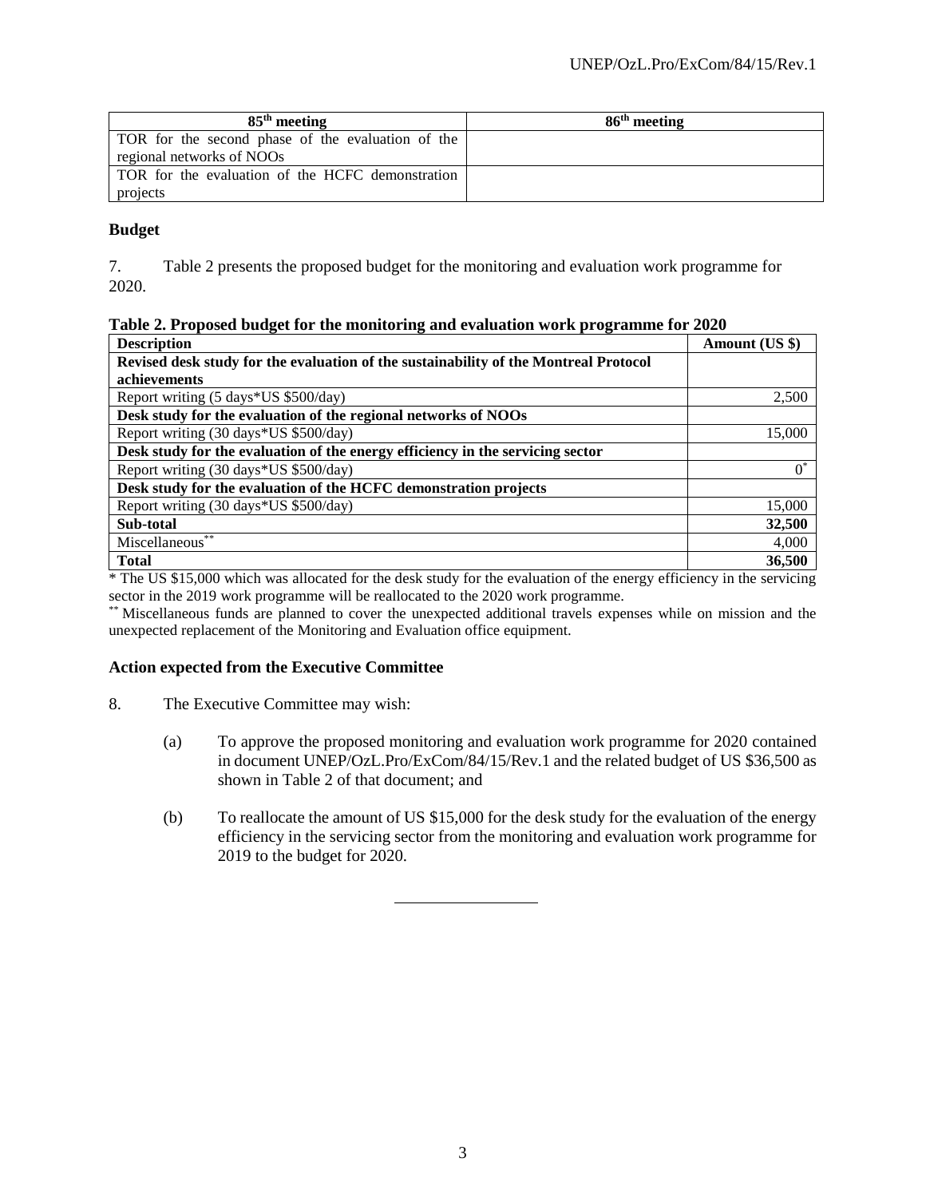| 85th meeting | 86th meeting |
|---|---|
| TOR for the second phase of the evaluation of the regional networks of NOOs | |
| TOR for the evaluation of the HCFC demonstration projects | |

**Budget**

7. Table 2 presents the proposed budget for the monitoring and evaluation work programme for 2020.

**Table 2. Proposed budget for the monitoring and evaluation work programme for 2020**

| Description | Amount (US $) |
|---|---|
| **Revised desk study for the evaluation of the sustainability of the Montreal Protocol achievements** | |
| Report writing (5 days*US $500/day) | 2,500 |
| **Desk study for the evaluation of the regional networks of NOOs** | |
| Report writing (30 days*US $500/day) | 15,000 |
| **Desk study for the evaluation of the energy efficiency in the servicing sector** | |
| Report writing (30 days*US $500/day) | 0* |
| **Desk study for the evaluation of the HCFC demonstration projects** | |
| Report writing (30 days*US $500/day) | 15,000 |
| **Sub-total** | **32,500** |
| Miscellaneous** | 4,000 |
| **Total** | **36,500** |

* The US $15,000 which was allocated for the desk study for the evaluation of the energy efficiency in the servicing sector in the 2019 work programme will be reallocated to the 2020 work programme.

** Miscellaneous funds are planned to cover the unexpected additional travels expenses while on mission and the unexpected replacement of the Monitoring and Evaluation office equipment.

**Action expected from the Executive Committee**

8. The Executive Committee may wish:

(a) To approve the proposed monitoring and evaluation work programme for 2020 contained in document UNEP/OzL.Pro/ExCom/84/15/Rev.1 and the related budget of US $36,500 as shown in Table 2 of that document; and

(b) To reallocate the amount of US $15,000 for the desk study for the evaluation of the energy efficiency in the servicing sector from the monitoring and evaluation work programme for 2019 to the budget for 2020.